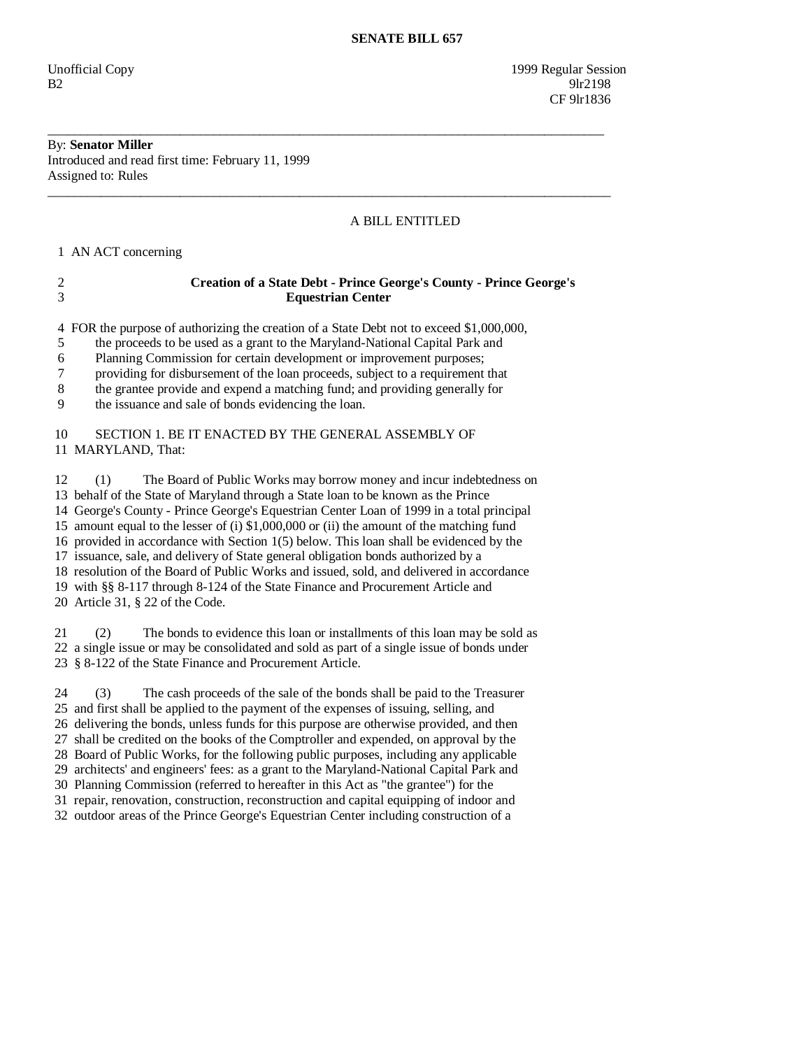# SENATE BILL 657

Unofficial Copy
B2

1999 Regular Session
9lr2198
CF 9lr1836

---

By: **Senator Miller**
Introduced and read first time: February 11, 1999
Assigned to: Rules

---

A BILL ENTITLED

1 AN ACT concerning

2 **Creation of a State Debt - Prince George's County - Prince George's**
3 **Equestrian Center**

4 FOR the purpose of authorizing the creation of a State Debt not to exceed $1,000,000,
5 the proceeds to be used as a grant to the Maryland-National Capital Park and
6 Planning Commission for certain development or improvement purposes;
7 providing for disbursement of the loan proceeds, subject to a requirement that
8 the grantee provide and expend a matching fund; and providing generally for
9 the issuance and sale of bonds evidencing the loan.

10 SECTION 1. BE IT ENACTED BY THE GENERAL ASSEMBLY OF
11 MARYLAND, That:

12 (1) The Board of Public Works may borrow money and incur indebtedness on
13 behalf of the State of Maryland through a State loan to be known as the Prince
14 George's County - Prince George's Equestrian Center Loan of 1999 in a total principal
15 amount equal to the lesser of (i) $1,000,000 or (ii) the amount of the matching fund
16 provided in accordance with Section 1(5) below. This loan shall be evidenced by the
17 issuance, sale, and delivery of State general obligation bonds authorized by a
18 resolution of the Board of Public Works and issued, sold, and delivered in accordance
19 with §§ 8-117 through 8-124 of the State Finance and Procurement Article and
20 Article 31, § 22 of the Code.

21 (2) The bonds to evidence this loan or installments of this loan may be sold as
22 a single issue or may be consolidated and sold as part of a single issue of bonds under
23 § 8-122 of the State Finance and Procurement Article.

24 (3) The cash proceeds of the sale of the bonds shall be paid to the Treasurer
25 and first shall be applied to the payment of the expenses of issuing, selling, and
26 delivering the bonds, unless funds for this purpose are otherwise provided, and then
27 shall be credited on the books of the Comptroller and expended, on approval by the
28 Board of Public Works, for the following public purposes, including any applicable
29 architects' and engineers' fees: as a grant to the Maryland-National Capital Park and
30 Planning Commission (referred to hereafter in this Act as "the grantee") for the
31 repair, renovation, construction, reconstruction and capital equipping of indoor and
32 outdoor areas of the Prince George's Equestrian Center including construction of a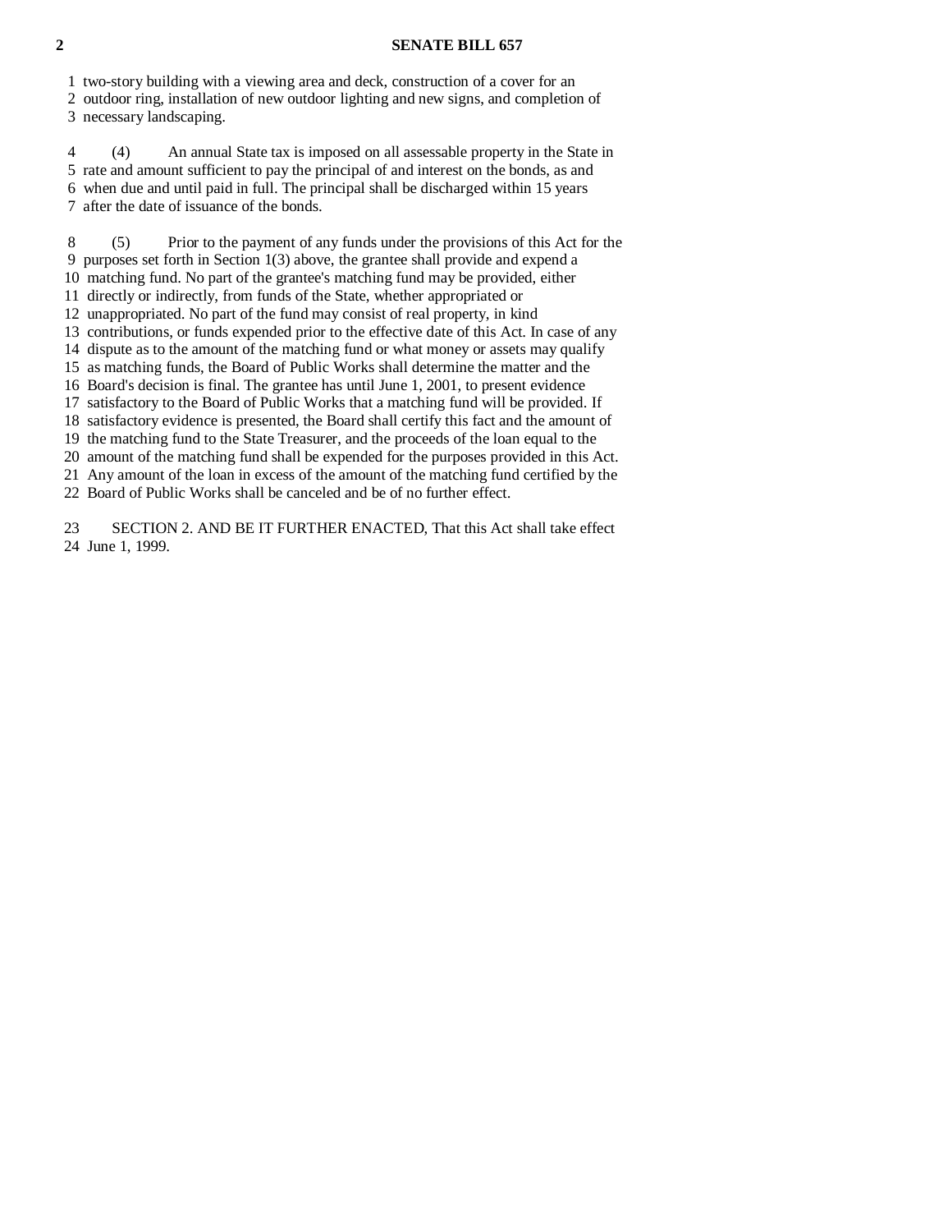two-story building with a viewing area and deck, construction of a cover for an outdoor ring, installation of new outdoor lighting and new signs, and completion of necessary landscaping.

(4) An annual State tax is imposed on all assessable property in the State in rate and amount sufficient to pay the principal of and interest on the bonds, as and when due and until paid in full. The principal shall be discharged within 15 years after the date of issuance of the bonds.

(5) Prior to the payment of any funds under the provisions of this Act for the purposes set forth in Section 1(3) above, the grantee shall provide and expend a matching fund. No part of the grantee's matching fund may be provided, either directly or indirectly, from funds of the State, whether appropriated or unappropriated. No part of the fund may consist of real property, in kind contributions, or funds expended prior to the effective date of this Act. In case of any dispute as to the amount of the matching fund or what money or assets may qualify as matching funds, the Board of Public Works shall determine the matter and the Board's decision is final. The grantee has until June 1, 2001, to present evidence satisfactory to the Board of Public Works that a matching fund will be provided. If satisfactory evidence is presented, the Board shall certify this fact and the amount of the matching fund to the State Treasurer, and the proceeds of the loan equal to the amount of the matching fund shall be expended for the purposes provided in this Act. Any amount of the loan in excess of the amount of the matching fund certified by the Board of Public Works shall be canceled and be of no further effect.

SECTION 2. AND BE IT FURTHER ENACTED, That this Act shall take effect June 1, 1999.